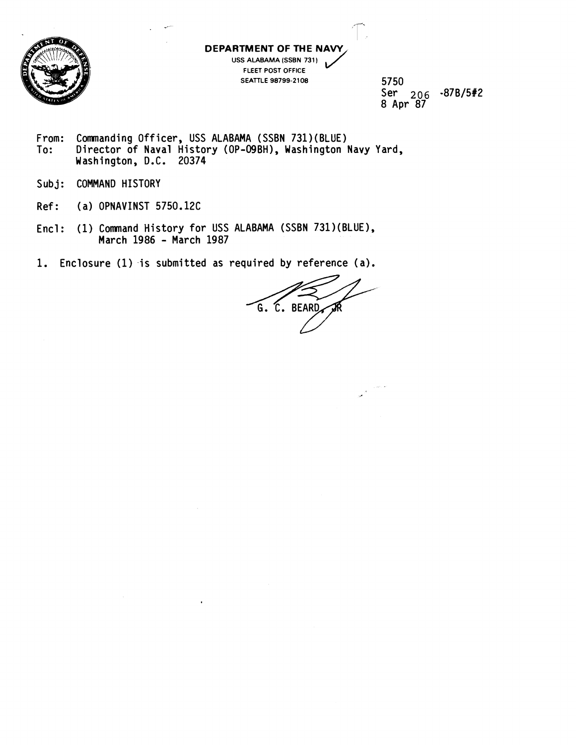**DEPARTMENT OF THE NAVY**
USS ALABAMA (SSBN 731)
FLEET POST OFFICE
SEATTLE 98799-2108

5750
Ser 206 -87B/5#2
8 Apr 87

From: Commanding Officer, USS ALABAMA (SSBN 731)(BLUE)
To: Director of Naval History (OP-09BH), Washington Navy Yard, Washington, D.C. 20374

Subj: COMMAND HISTORY

Ref: (a) OPNAVINST 5750.12C

Encl: (1) Command History for USS ALABAMA (SSBN 731)(BLUE), March 1986 - March 1987

1. Enclosure (1) is submitted as required by reference (a).

G. C. BEARD, JR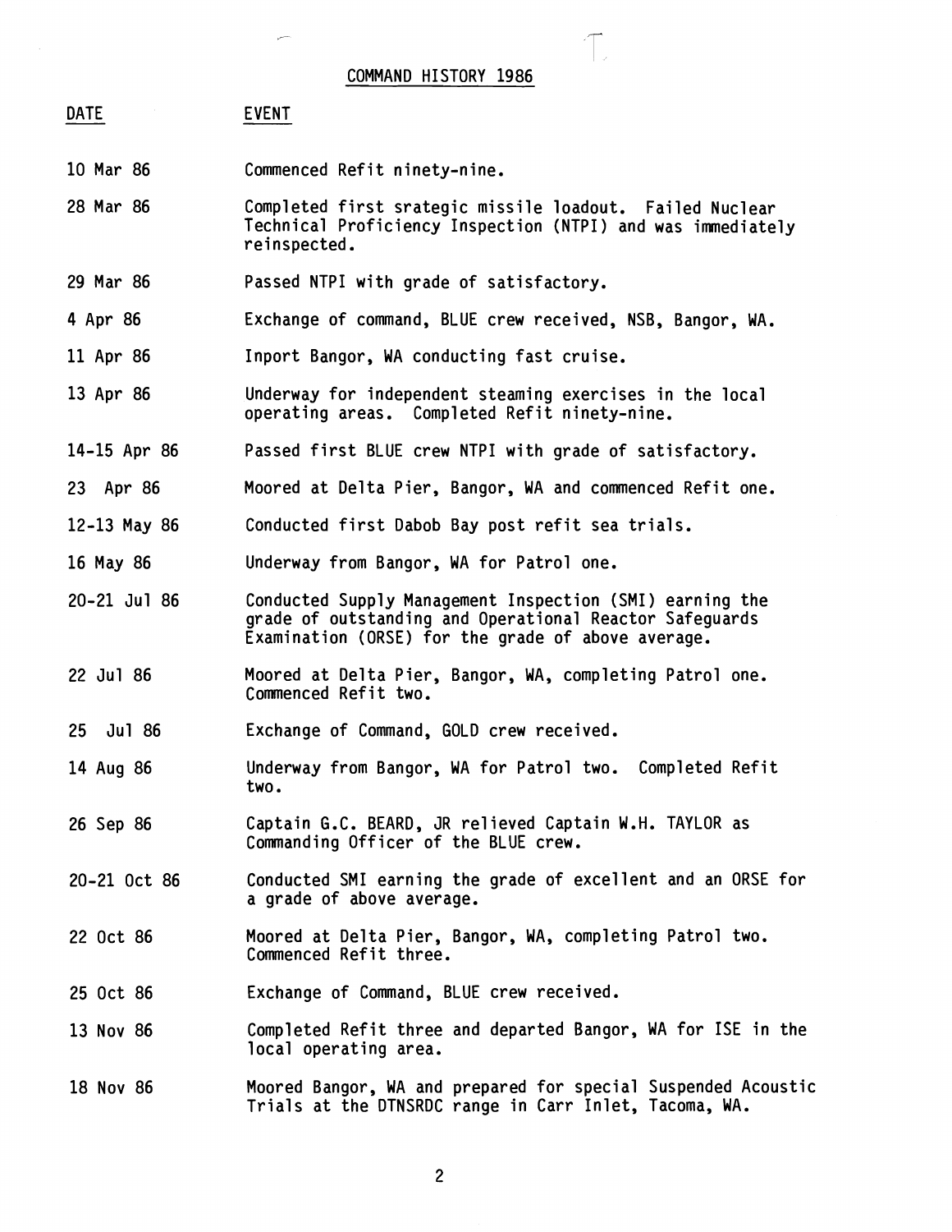# COMMAND HISTORY 1986

| DATE | EVENT |
| --- | --- |
| 10 Mar 86 | Commenced Refit ninety-nine. |
| 28 Mar 86 | Completed first srategic missile loadout. Failed Nuclear Technical Proficiency Inspection (NTPI) and was immediately reinspected. |
| 29 Mar 86 | Passed NTPI with grade of satisfactory. |
| 4 Apr 86 | Exchange of command, BLUE crew received, NSB, Bangor, WA. |
| 11 Apr 86 | Inport Bangor, WA conducting fast cruise. |
| 13 Apr 86 | Underway for independent steaming exercises in the local operating areas. Completed Refit ninety-nine. |
| 14-15 Apr 86 | Passed first BLUE crew NTPI with grade of satisfactory. |
| 23 Apr 86 | Moored at Delta Pier, Bangor, WA and commenced Refit one. |
| 12-13 May 86 | Conducted first Dabob Bay post refit sea trials. |
| 16 May 86 | Underway from Bangor, WA for Patrol one. |
| 20-21 Jul 86 | Conducted Supply Management Inspection (SMI) earning the grade of outstanding and Operational Reactor Safeguards Examination (ORSE) for the grade of above average. |
| 22 Jul 86 | Moored at Delta Pier, Bangor, WA, completing Patrol one. Commenced Refit two. |
| 25 Jul 86 | Exchange of Command, GOLD crew received. |
| 14 Aug 86 | Underway from Bangor, WA for Patrol two. Completed Refit two. |
| 26 Sep 86 | Captain G.C. BEARD, JR relieved Captain W.H. TAYLOR as Commanding Officer of the BLUE crew. |
| 20-21 Oct 86 | Conducted SMI earning the grade of excellent and an ORSE for a grade of above average. |
| 22 Oct 86 | Moored at Delta Pier, Bangor, WA, completing Patrol two. Commenced Refit three. |
| 25 Oct 86 | Exchange of Command, BLUE crew received. |
| 13 Nov 86 | Completed Refit three and departed Bangor, WA for ISE in the local operating area. |
| 18 Nov 86 | Moored Bangor, WA and prepared for special Suspended Acoustic Trials at the DTNSRDC range in Carr Inlet, Tacoma, WA. |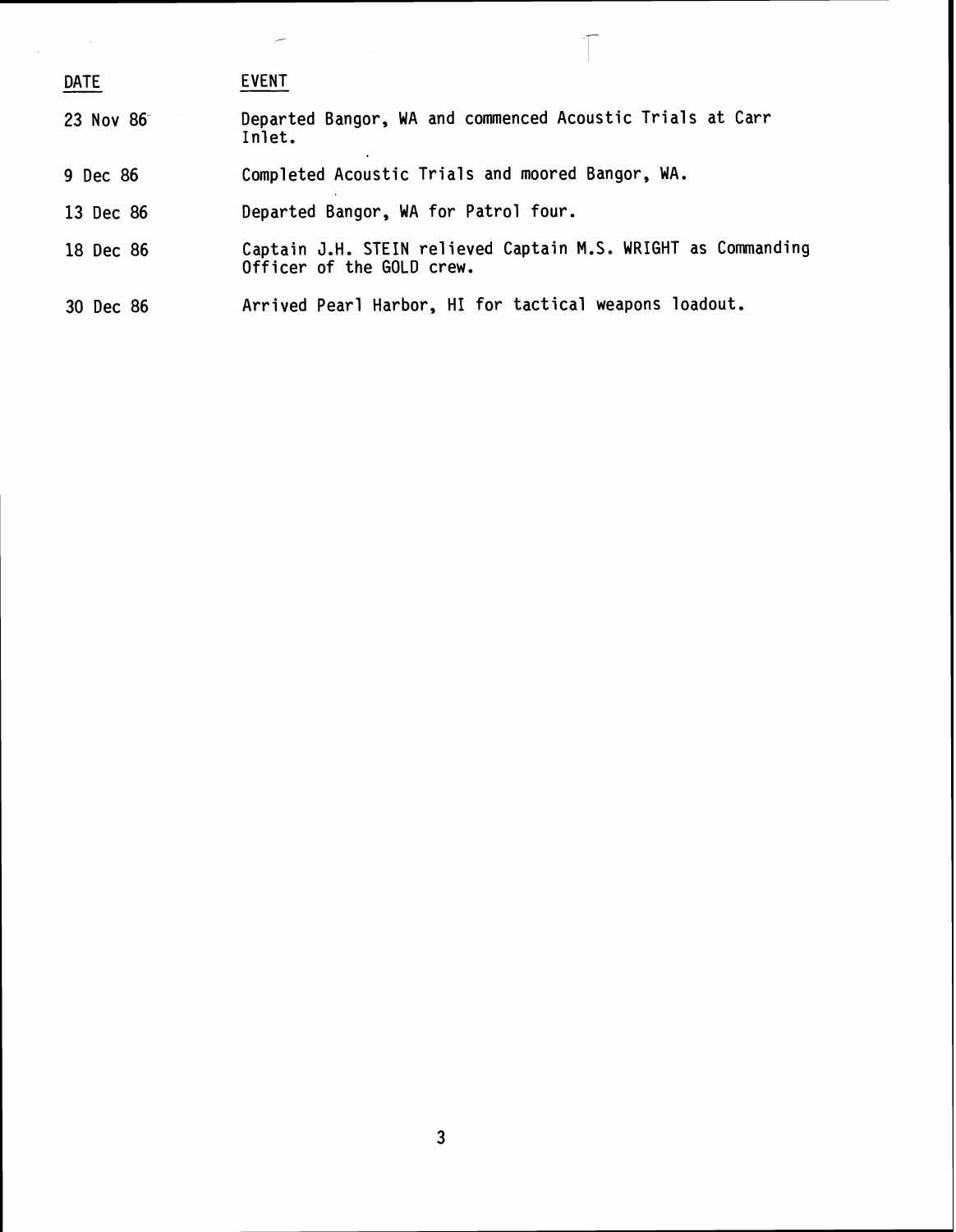| DATE | EVENT |
| --- | --- |
| 23 Nov 86 | Departed Bangor, WA and commenced Acoustic Trials at Carr Inlet. |
| 9 Dec 86 | Completed Acoustic Trials and moored Bangor, WA. |
| 13 Dec 86 | Departed Bangor, WA for Patrol four. |
| 18 Dec 86 | Captain J.H. STEIN relieved Captain M.S. WRIGHT as Commanding Officer of the GOLD crew. |
| 30 Dec 86 | Arrived Pearl Harbor, HI for tactical weapons loadout. |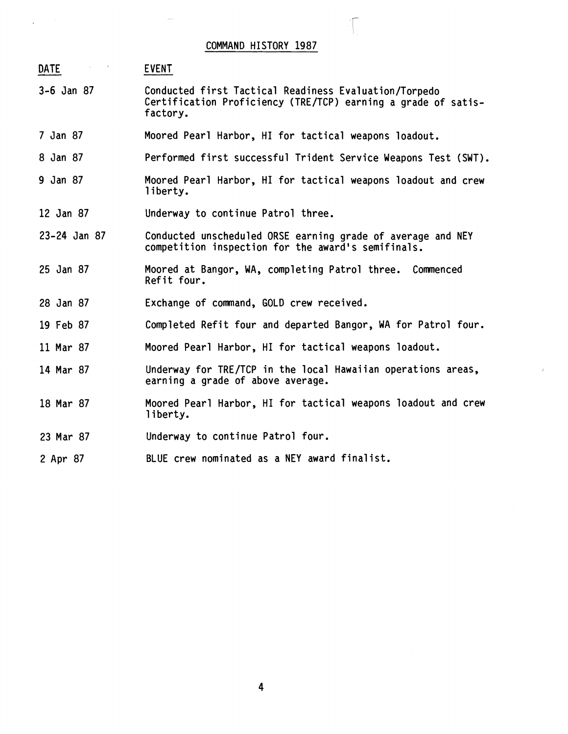## COMMAND HISTORY 1987

| DATE | EVENT |
| --- | --- |
| 3-6 Jan 87 | Conducted first Tactical Readiness Evaluation/Torpedo Certification Proficiency (TRE/TCP) earning a grade of satisfactory. |
| 7 Jan 87 | Moored Pearl Harbor, HI for tactical weapons loadout. |
| 8 Jan 87 | Performed first successful Trident Service Weapons Test (SWT). |
| 9 Jan 87 | Moored Pearl Harbor, HI for tactical weapons loadout and crew liberty. |
| 12 Jan 87 | Underway to continue Patrol three. |
| 23-24 Jan 87 | Conducted unscheduled ORSE earning grade of average and NEY competition inspection for the award's semifinals. |
| 25 Jan 87 | Moored at Bangor, WA, completing Patrol three. Commenced Refit four. |
| 28 Jan 87 | Exchange of command, GOLD crew received. |
| 19 Feb 87 | Completed Refit four and departed Bangor, WA for Patrol four. |
| 11 Mar 87 | Moored Pearl Harbor, HI for tactical weapons loadout. |
| 14 Mar 87 | Underway for TRE/TCP in the local Hawaiian operations areas, earning a grade of above average. |
| 18 Mar 87 | Moored Pearl Harbor, HI for tactical weapons loadout and crew liberty. |
| 23 Mar 87 | Underway to continue Patrol four. |
| 2 Apr 87 | BLUE crew nominated as a NEY award finalist. |